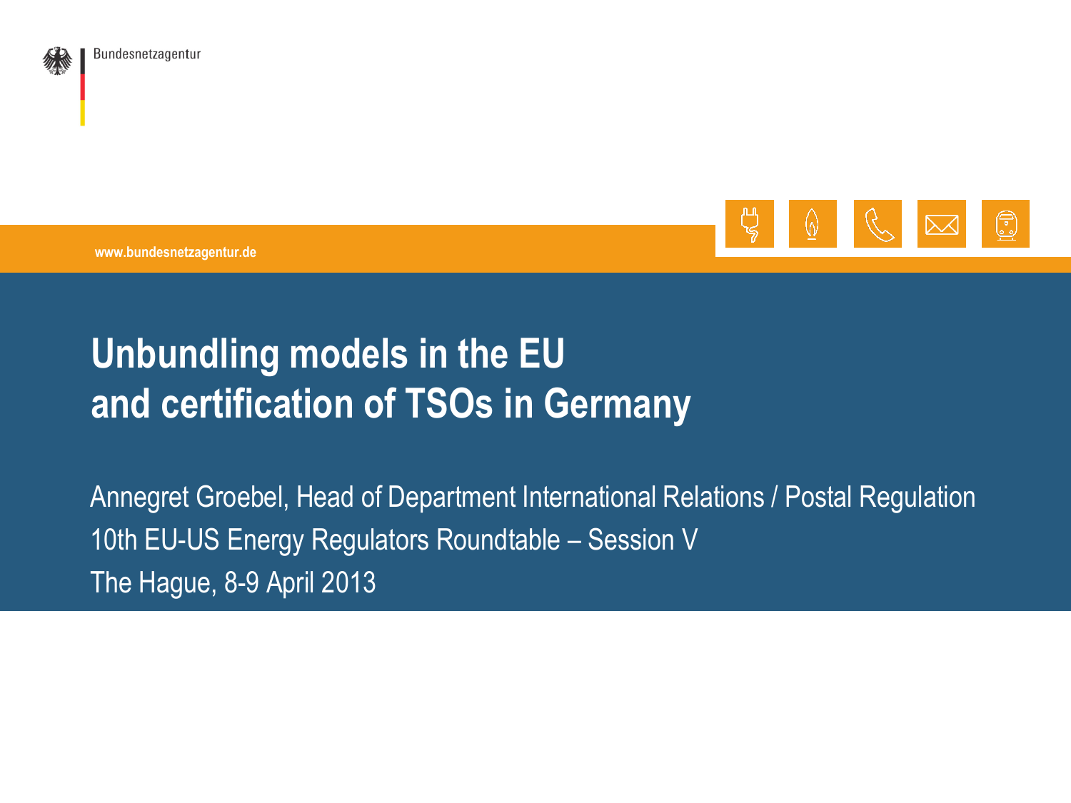Bundesnetzagentur

www.bundesnetzagentur.de

# Unbundling models in the EU and certification of TSOs in Germany

Annegret Groebel, Head of Department International Relations / Postal Regulation

10th EU-US Energy Regulators Roundtable – Session V

The Hague, 8-9 April 2013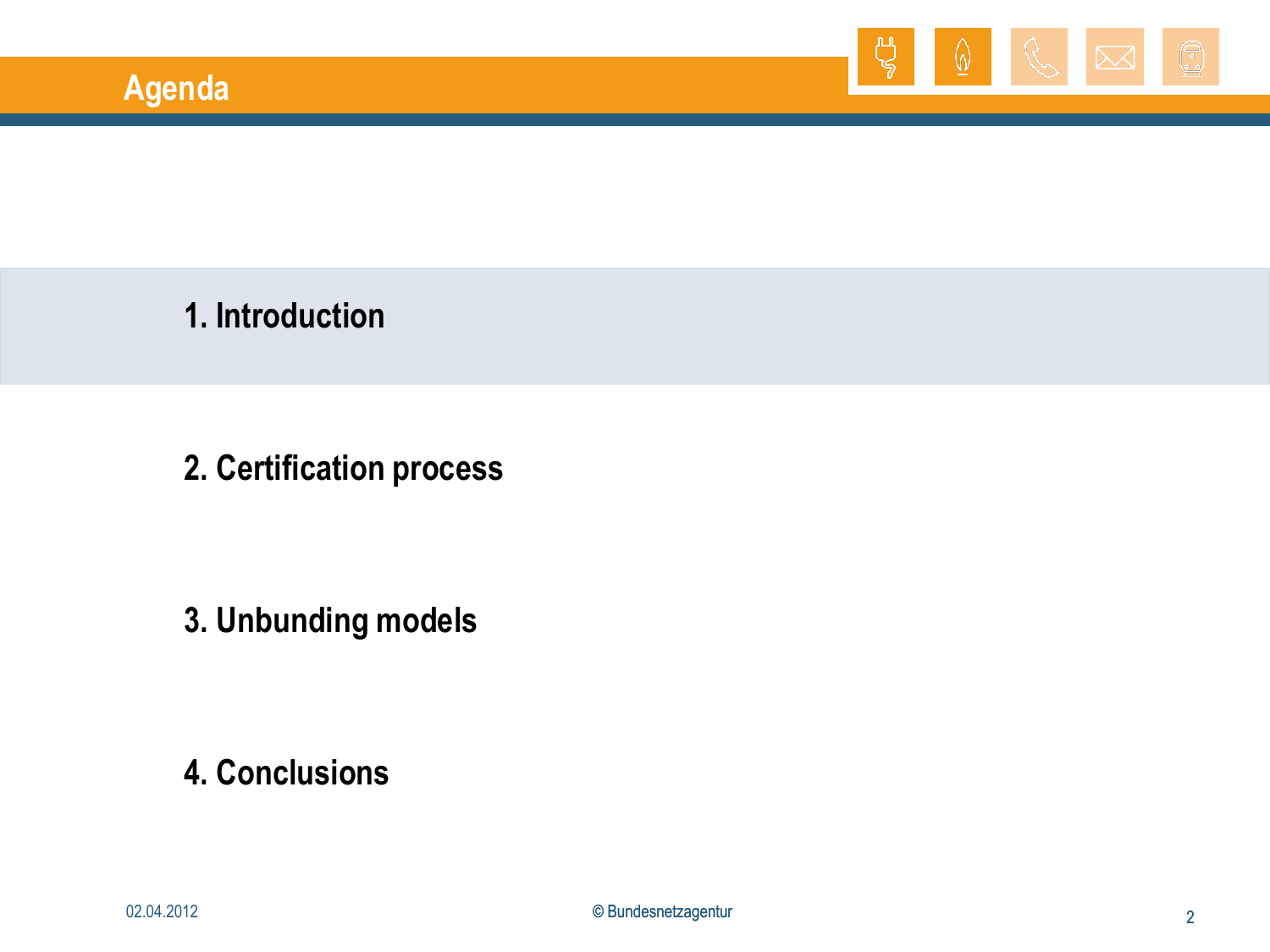# Agenda

1. Introduction

2. Certification process

3. Unbunding models

4. Conclusions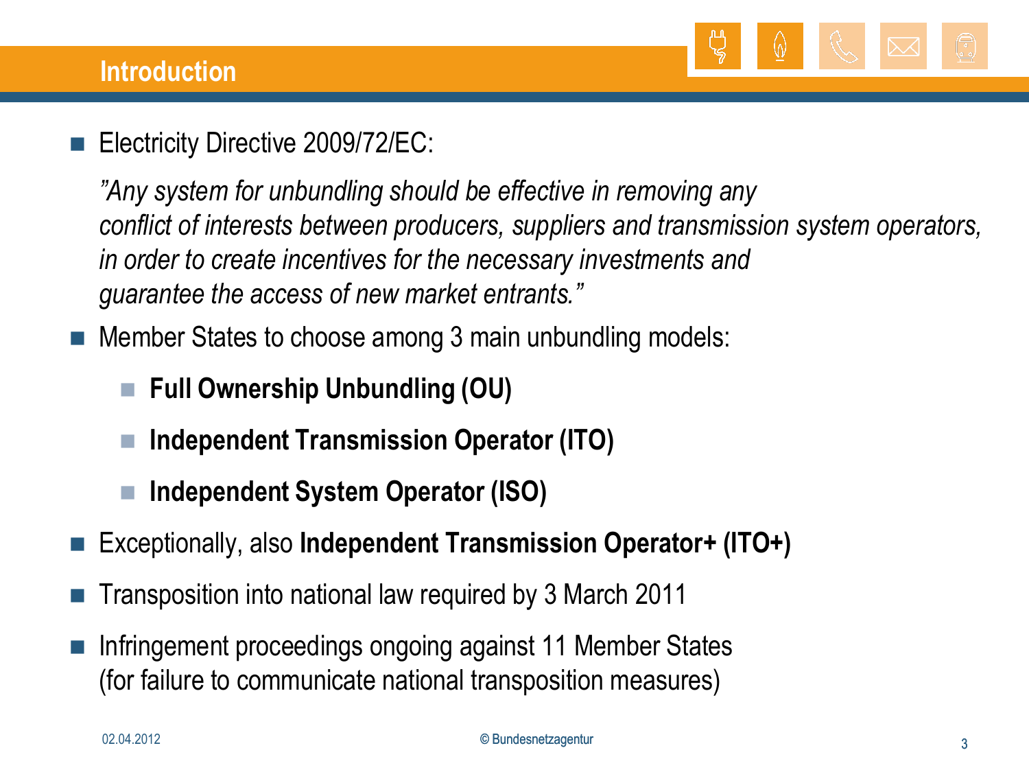## Introduction

- Electricity Directive 2009/72/EC:

  *"Any system for unbundling should be effective in removing any conflict of interests between producers, suppliers and transmission system operators, in order to create incentives for the necessary investments and guarantee the access of new market entrants."*

- Member States to choose among 3 main unbundling models:
  - **Full Ownership Unbundling (OU)**
  - **Independent Transmission Operator (ITO)**
  - **Independent System Operator (ISO)**
- Exceptionally, also **Independent Transmission Operator+ (ITO+)**
- Transposition into national law required by 3 March 2011
- Infringement proceedings ongoing against 11 Member States (for failure to communicate national transposition measures)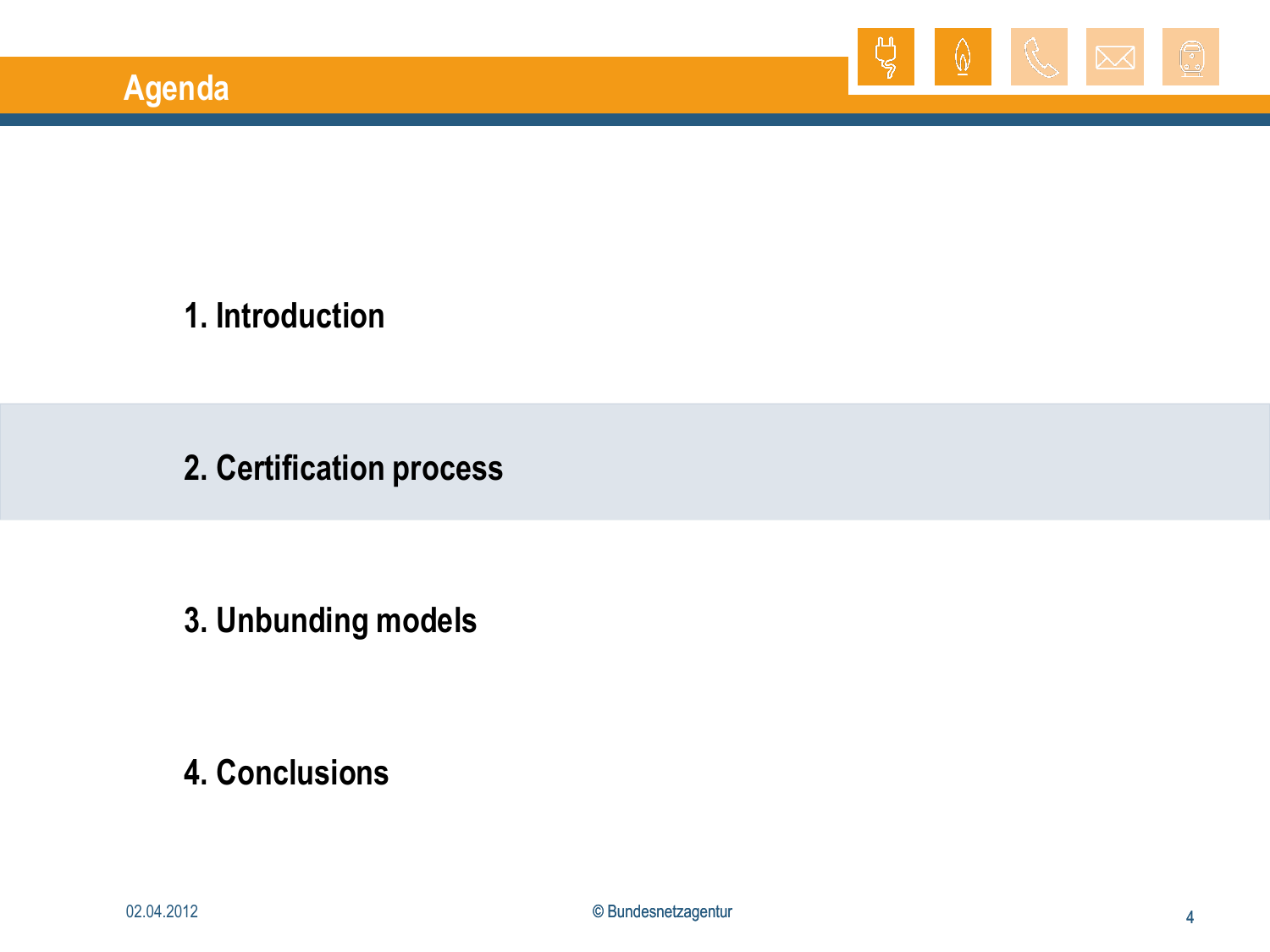# Agenda

1. Introduction

2. Certification process

3. Unbunding models

4. Conclusions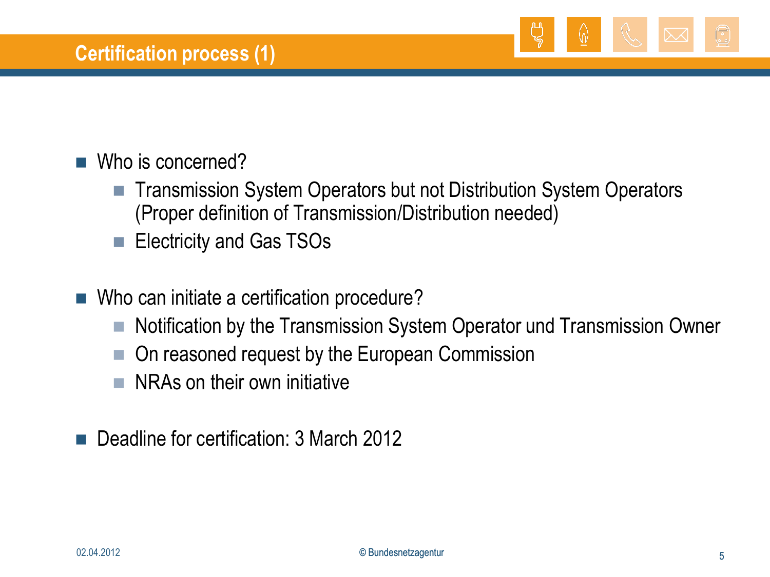# Certification process (1)

- Who is concerned?
  - Transmission System Operators but not Distribution System Operators (Proper definition of Transmission/Distribution needed)
  - Electricity and Gas TSOs

- Who can initiate a certification procedure?
  - Notification by the Transmission System Operator und Transmission Owner
  - On reasoned request by the European Commission
  - NRAs on their own initiative

- Deadline for certification: 3 March 2012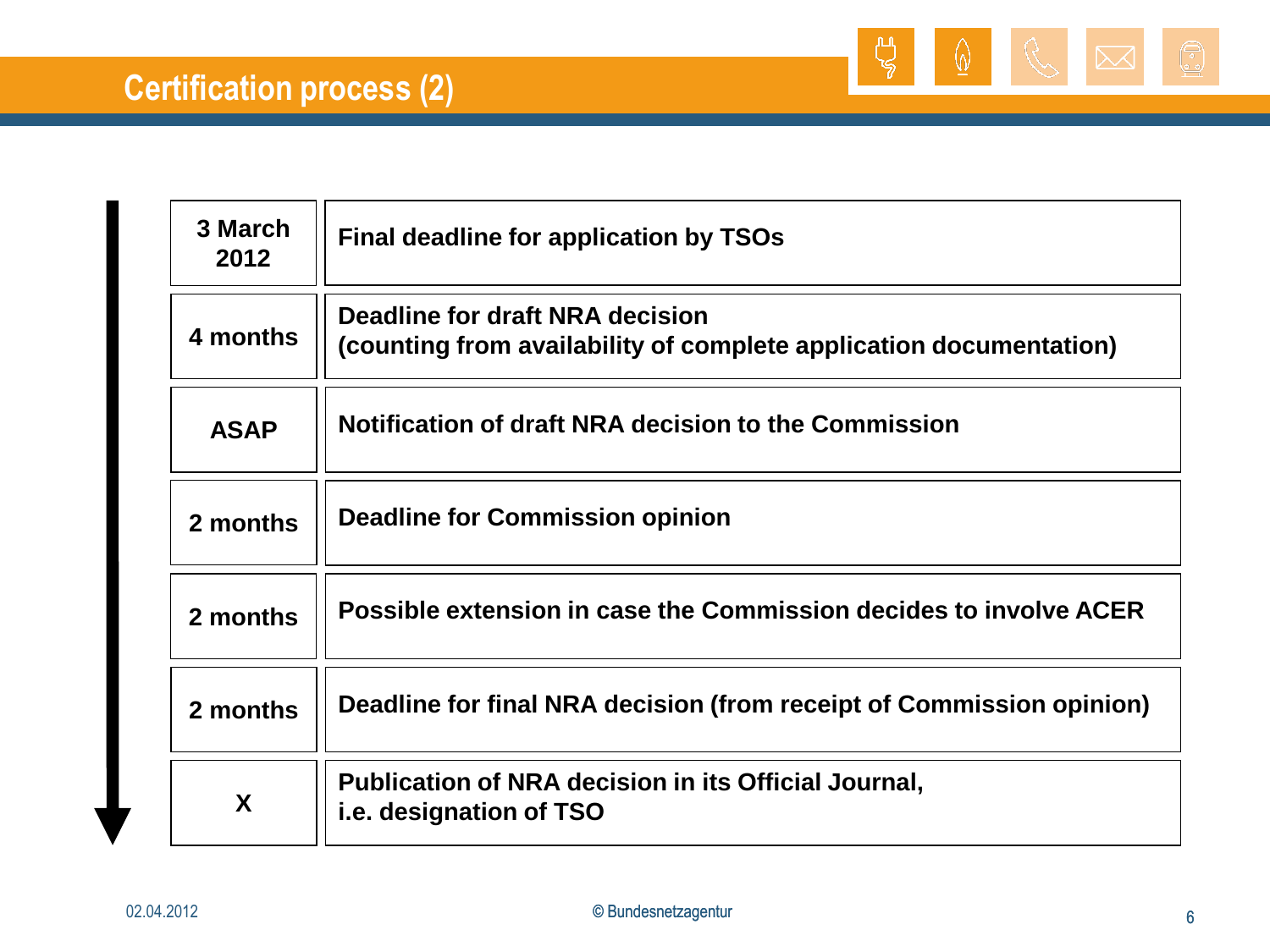# Certification process (2)

| | |
|---|---|
| **3 March 2012** | **Final deadline for application by TSOs** |
| **4 months** | **Deadline for draft NRA decision (counting from availability of complete application documentation)** |
| **ASAP** | **Notification of draft NRA decision to the Commission** |
| **2 months** | **Deadline for Commission opinion** |
| **2 months** | **Possible extension in case the Commission decides to involve ACER** |
| **2 months** | **Deadline for final NRA decision (from receipt of Commission opinion)** |
| **X** | **Publication of NRA decision in its Official Journal, i.e. designation of TSO** |

02.04.2012

© Bundesnetzagentur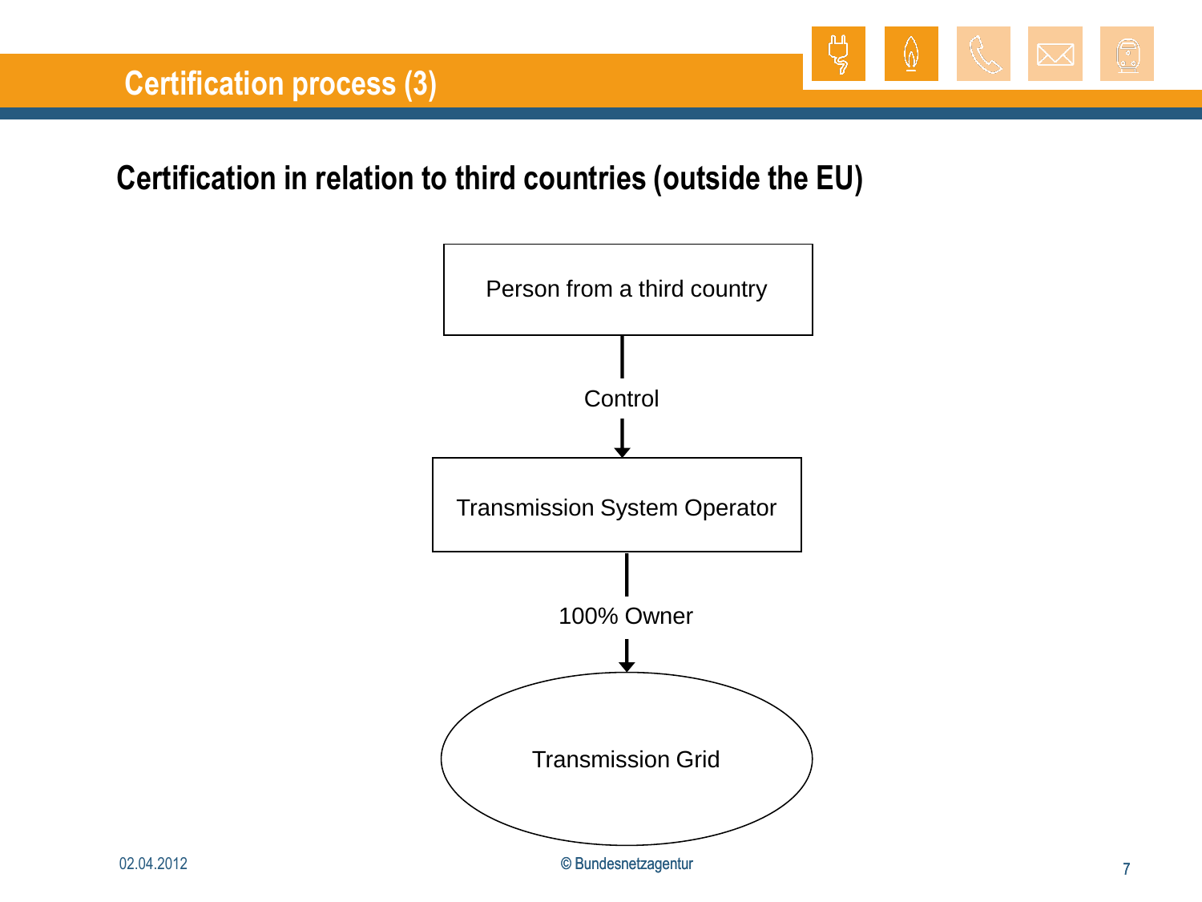# Certification process (3)

## Certification in relation to third countries (outside the EU)

Person from a third country

Control

Transmission System Operator

100% Owner

Transmission Grid

02.04.2012

© Bundesnetzagentur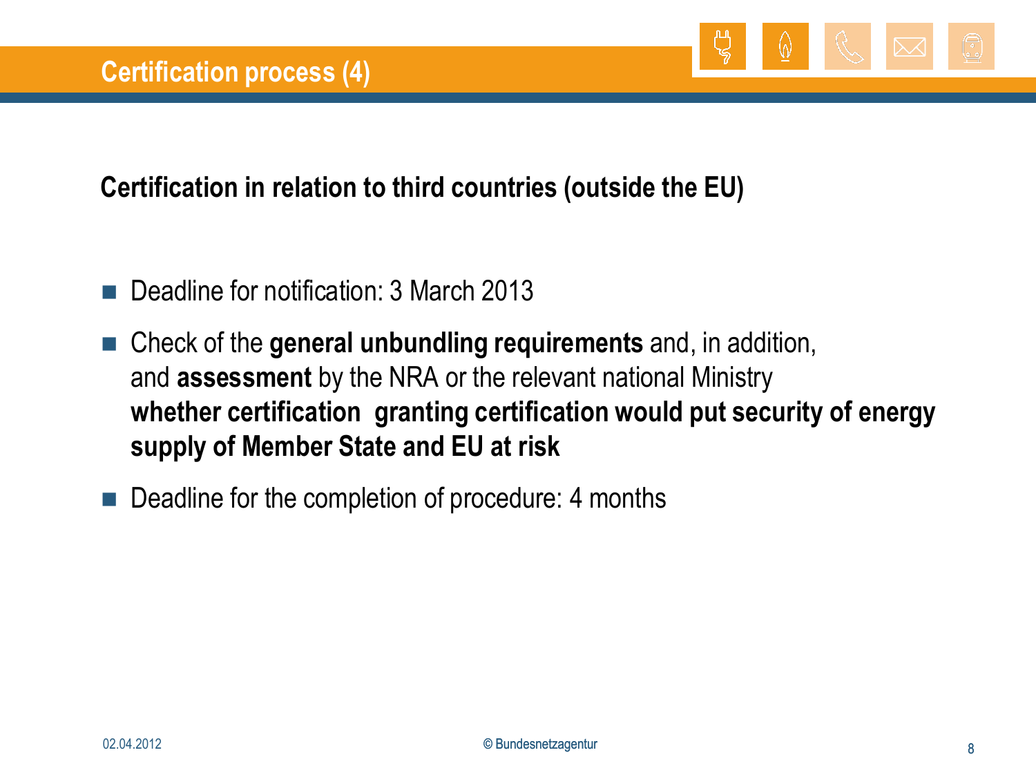# Certification process (4)

**Certification in relation to third countries (outside the EU)**

- Deadline for notification: 3 March 2013
- Check of the **general unbundling requirements** and, in addition, and **assessment** by the NRA or the relevant national Ministry **whether certification  granting certification would put security of energy supply of Member State and EU at risk**
- Deadline for the completion of procedure: 4 months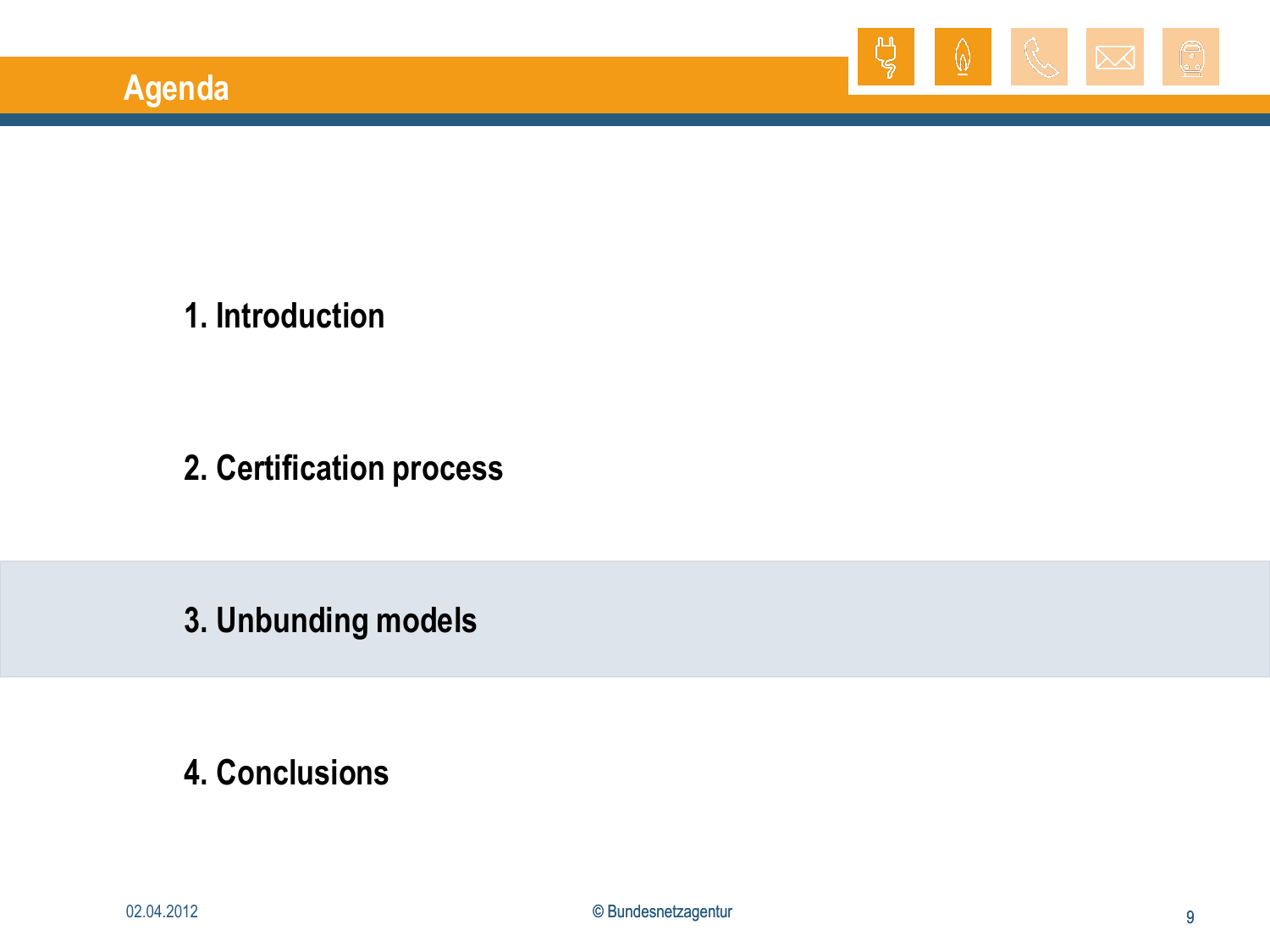# Agenda

1. Introduction

2. Certification process

3. Unbunding models

4. Conclusions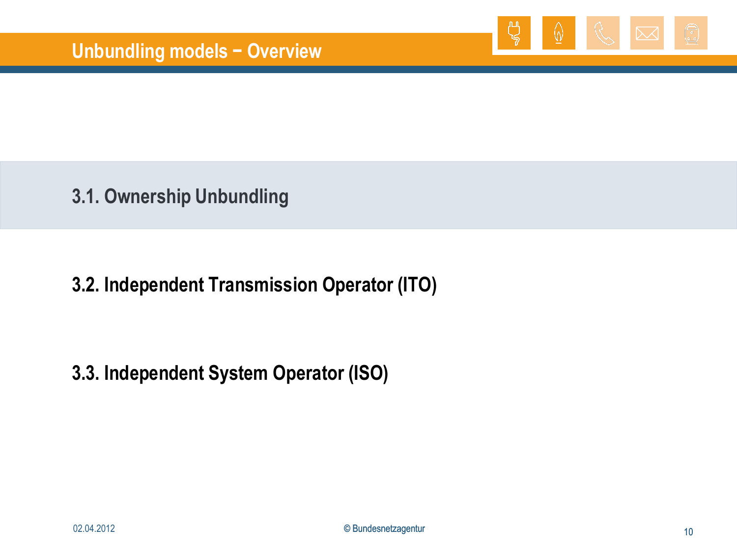# Unbundling models – Overview

3.1. Ownership Unbundling

3.2. Independent Transmission Operator (ITO)

3.3. Independent System Operator (ISO)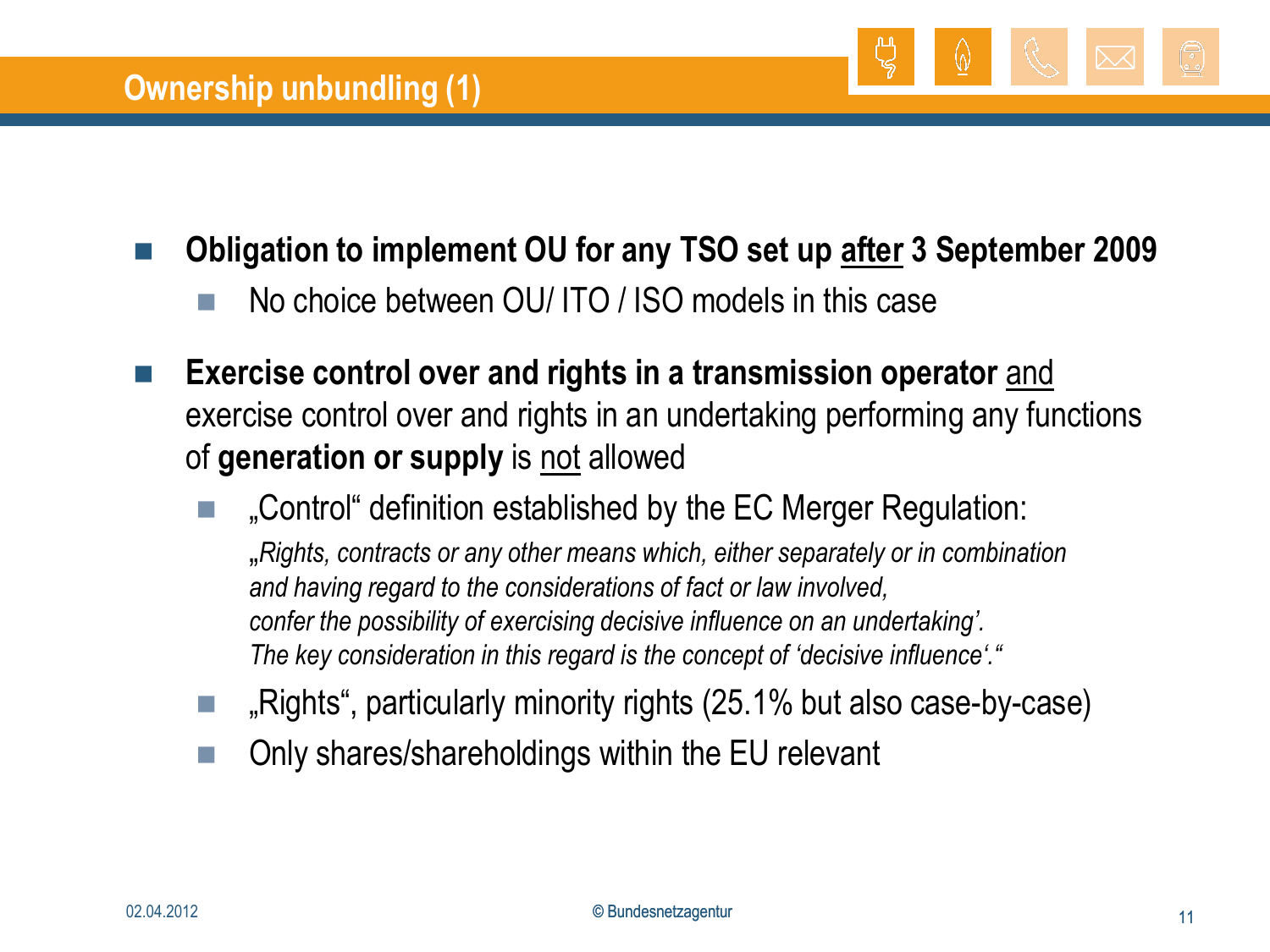# Ownership unbundling (1)

- **Obligation to implement OU for any TSO set up <u>after</u> 3 September 2009**
  - No choice between OU/ ITO / ISO models in this case
- **Exercise control over and rights in a transmission operator** <u>and</u> exercise control over and rights in an undertaking performing any functions of **generation or supply** is <u>not</u> allowed
  - „Control“ definition established by the EC Merger Regulation:
    *„Rights, contracts or any other means which, either separately or in combination and having regard to the considerations of fact or law involved, confer the possibility of exercising decisive influence on an undertaking'. The key consideration in this regard is the concept of 'decisive influence'.“*
  - „Rights“, particularly minority rights (25.1% but also case-by-case)
  - Only shares/shareholdings within the EU relevant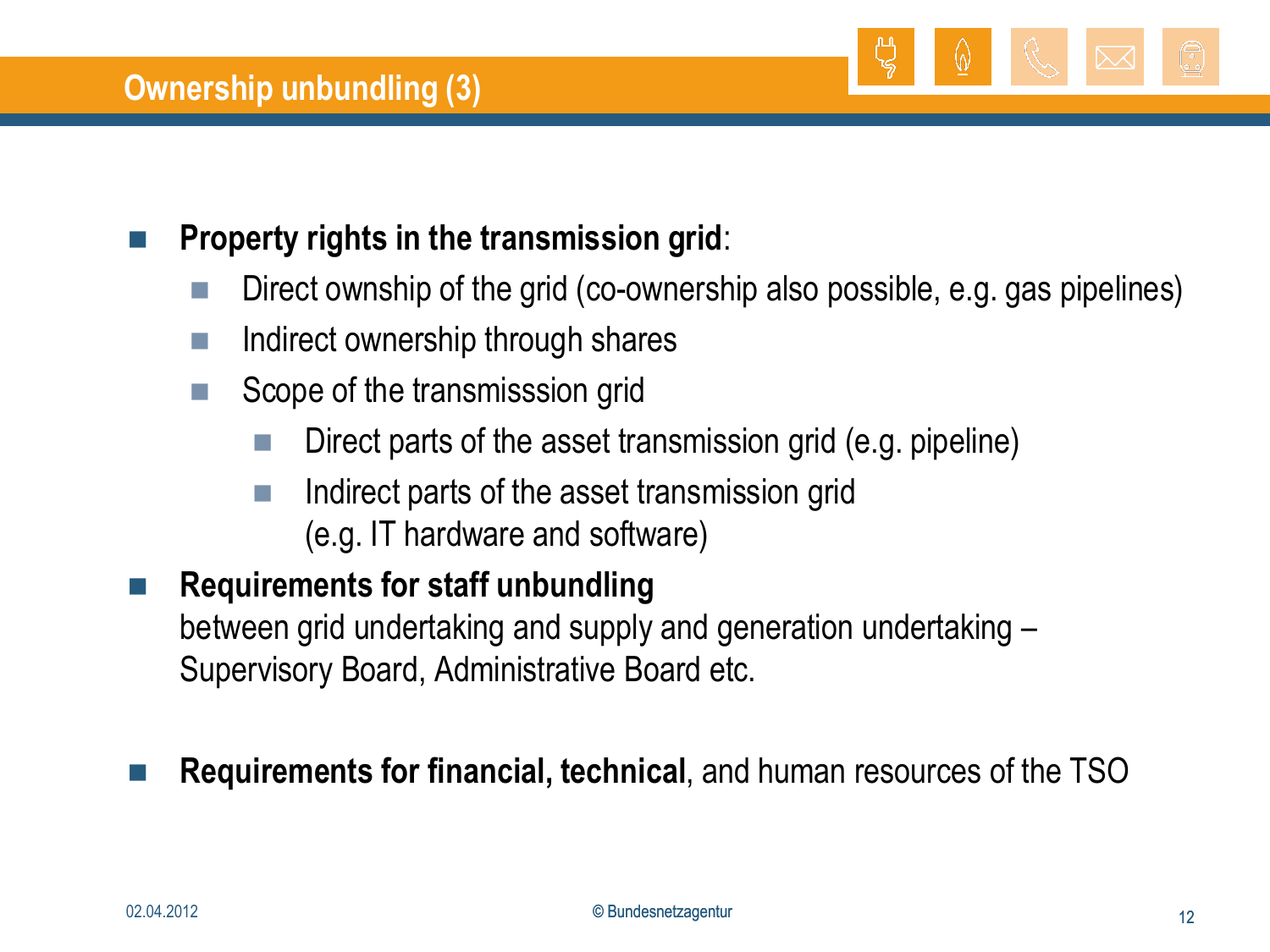# Ownership unbundling (3)

- **Property rights in the transmission grid**:
  - Direct ownship of the grid (co-ownership also possible, e.g. gas pipelines)
  - Indirect ownership through shares
  - Scope of the transmisssion grid
    - Direct parts of the asset transmission grid (e.g. pipeline)
    - Indirect parts of the asset transmission grid (e.g. IT hardware and software)
- **Requirements for staff unbundling** between grid undertaking and supply and generation undertaking – Supervisory Board, Administrative Board etc.
- **Requirements for financial, technical**, and human resources of the TSO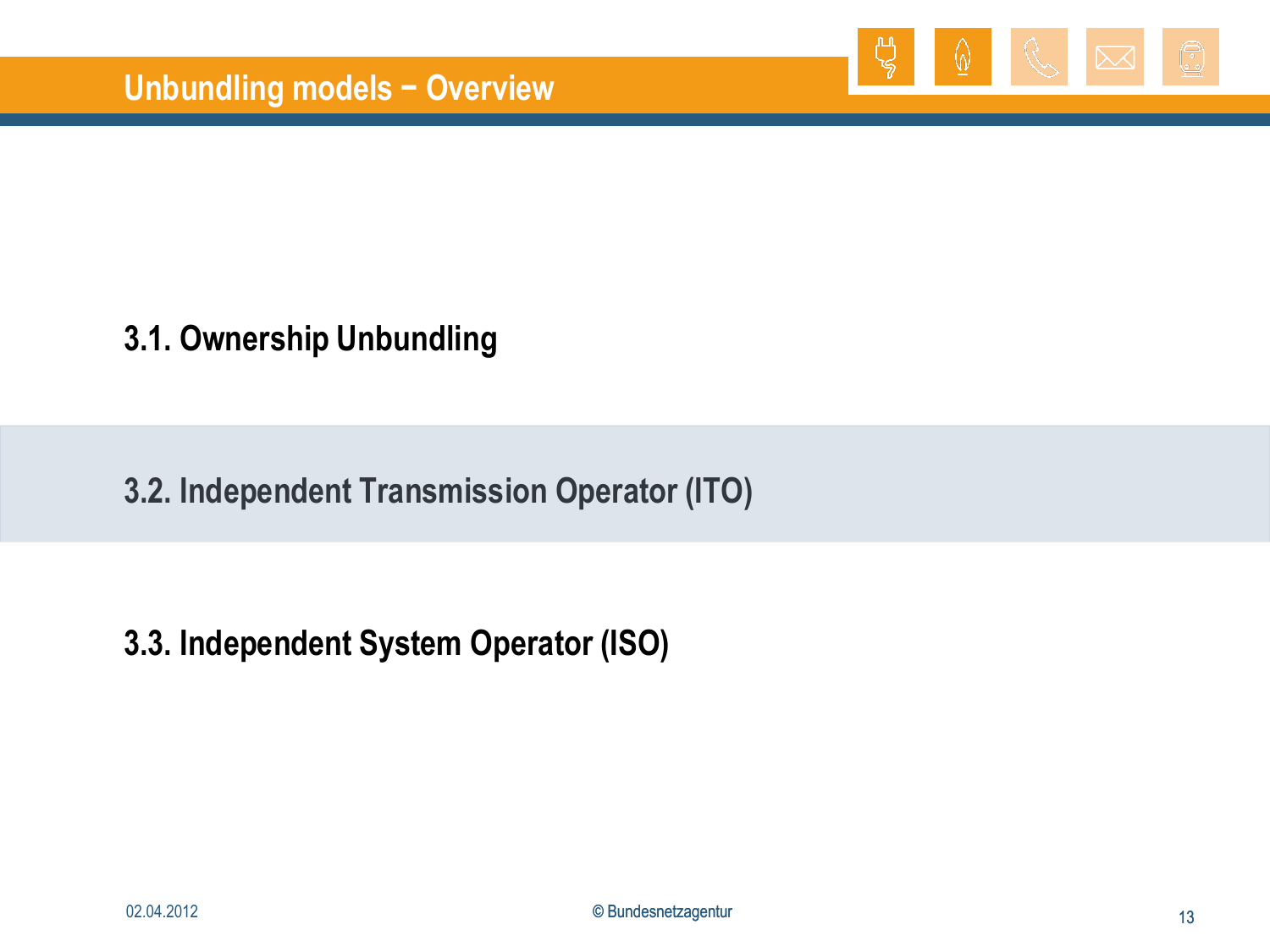# Unbundling models – Overview

3.1. Ownership Unbundling

3.2. Independent Transmission Operator (ITO)

3.3. Independent System Operator (ISO)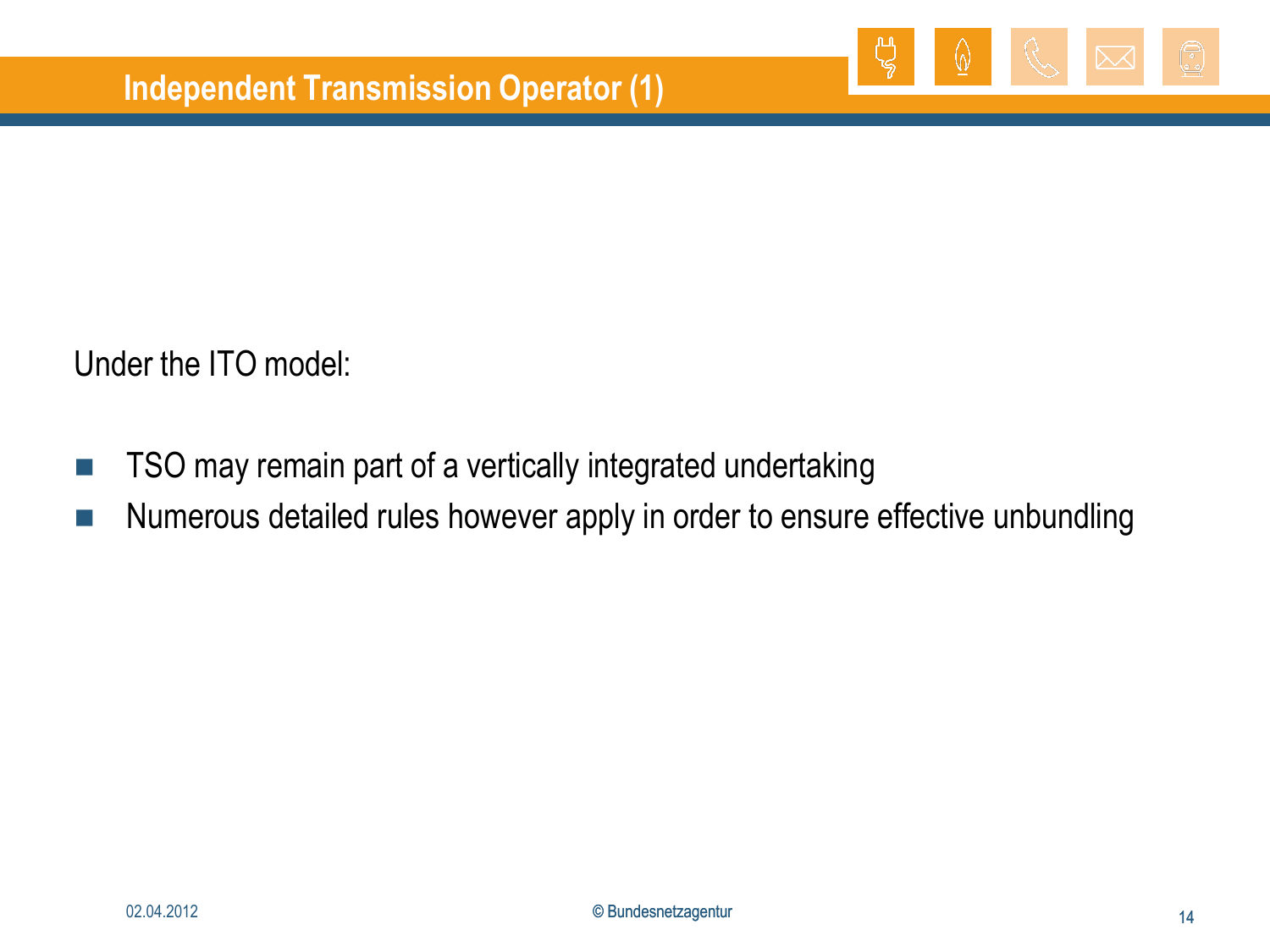# Independent Transmission Operator (1)

Under the ITO model:

- TSO may remain part of a vertically integrated undertaking
- Numerous detailed rules however apply in order to ensure effective unbundling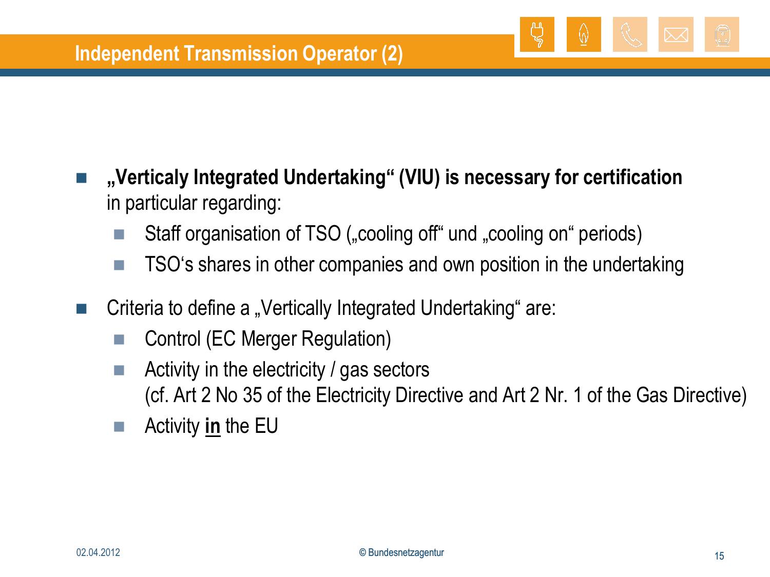# Independent Transmission Operator (2)

- **„Verticaly Integrated Undertaking“ (VIU) is necessary for certification** in particular regarding:
  - Staff organisation of TSO („cooling off“ und „cooling on“ periods)
  - TSO‘s shares in other companies and own position in the undertaking
- Criteria to define a „Vertically Integrated Undertaking“ are:
  - Control (EC Merger Regulation)
  - Activity in the electricity / gas sectors
    (cf. Art 2 No 35 of the Electricity Directive and Art 2 Nr. 1 of the Gas Directive)
  - Activity **in** the EU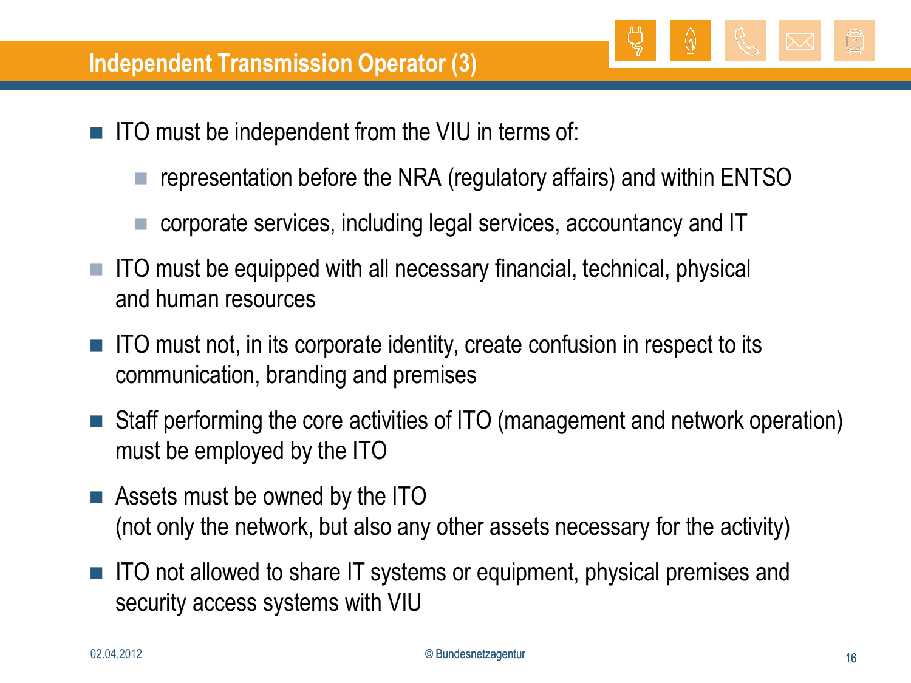## Independent Transmission Operator (3)

- ITO must be independent from the VIU in terms of:
  - representation before the NRA (regulatory affairs) and within ENTSO
  - corporate services, including legal services, accountancy and IT
- ITO must be equipped with all necessary financial, technical, physical and human resources
- ITO must not, in its corporate identity, create confusion in respect to its communication, branding and premises
- Staff performing the core activities of ITO (management and network operation) must be employed by the ITO
- Assets must be owned by the ITO (not only the network, but also any other assets necessary for the activity)
- ITO not allowed to share IT systems or equipment, physical premises and security access systems with VIU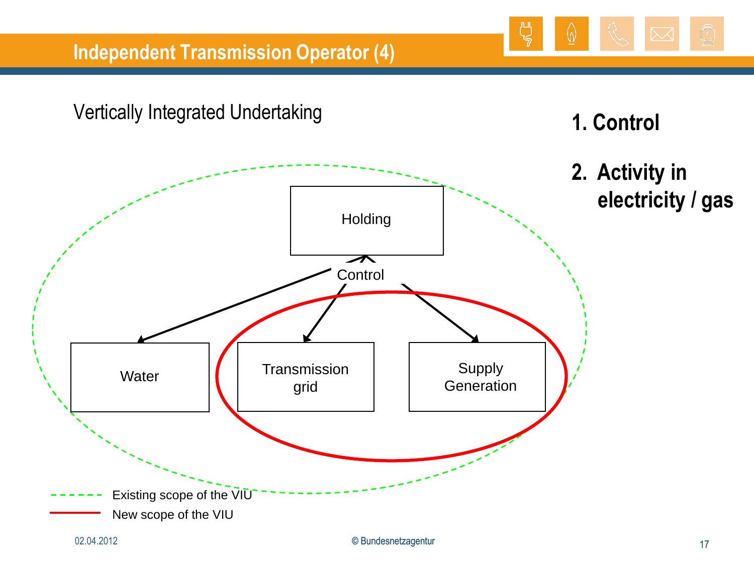# Independent Transmission Operator (4)

Vertically Integrated Undertaking

1. **Control**
2. **Activity in electricity / gas**

Holding

Control

Water

Transmission grid

Supply Generation

Existing scope of the VIU

New scope of the VIU

02.04.2012

© Bundesnetzagentur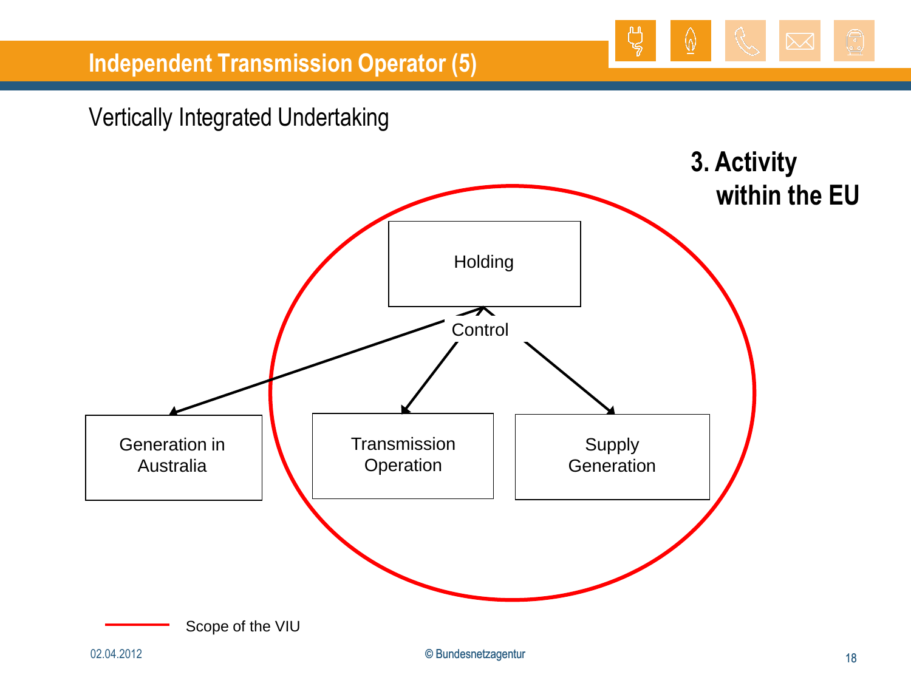# Independent Transmission Operator (5)

Vertically Integrated Undertaking

**3. Activity within the EU**

Holding

Control

Generation in Australia

Transmission Operation

Supply Generation

Scope of the VIU

02.04.2012

© Bundesnetzagentur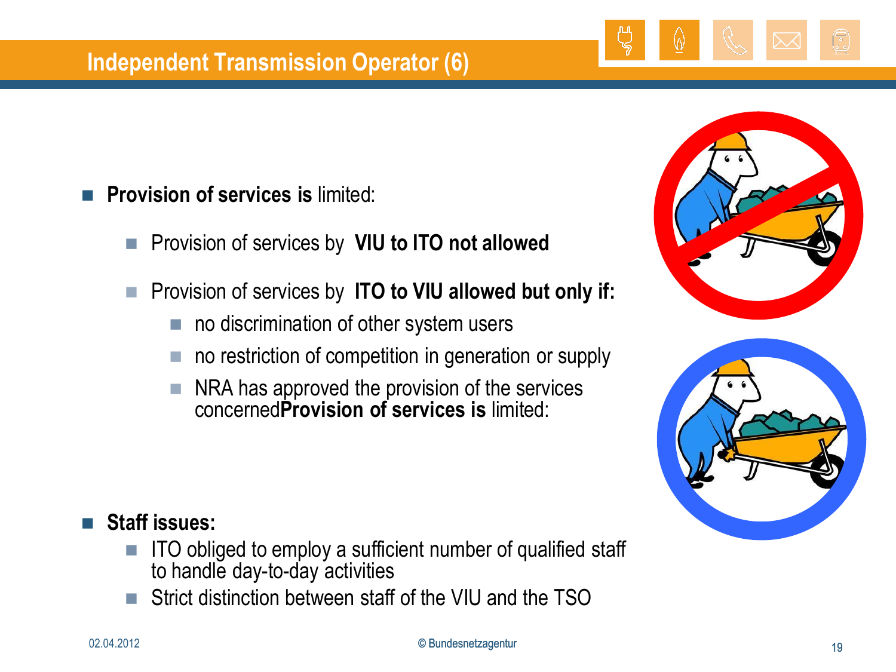# Independent Transmission Operator (6)

- **Provision of services is** limited:
  - Provision of services by **VIU to ITO not allowed**
  - Provision of services by **ITO to VIU allowed but only if:**
    - no discrimination of other system users
    - no restriction of competition in generation or supply
    - NRA has approved the provision of the services concerned**Provision of services is** limited:

- **Staff issues:**
  - ITO obliged to employ a sufficient number of qualified staff to handle day-to-day activities
  - Strict distinction between staff of the VIU and the TSO

02.04.2012

© Bundesnetzagentur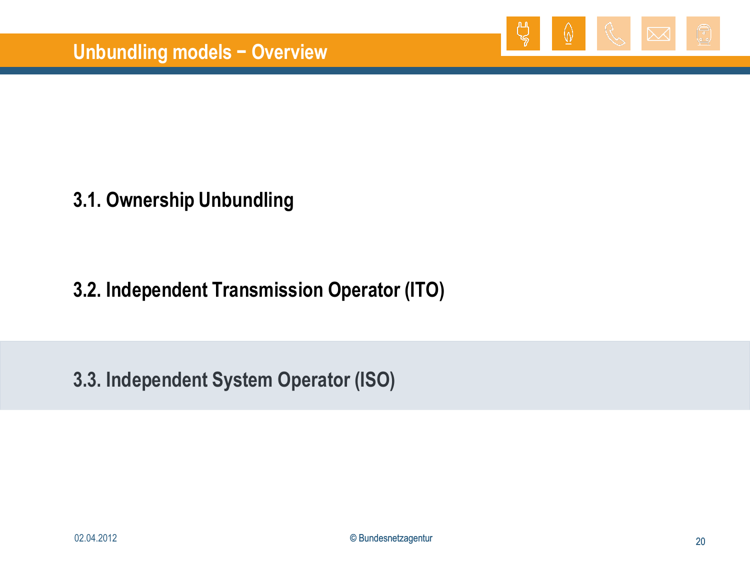# Unbundling models – Overview

3.1. Ownership Unbundling

3.2. Independent Transmission Operator (ITO)

3.3. Independent System Operator (ISO)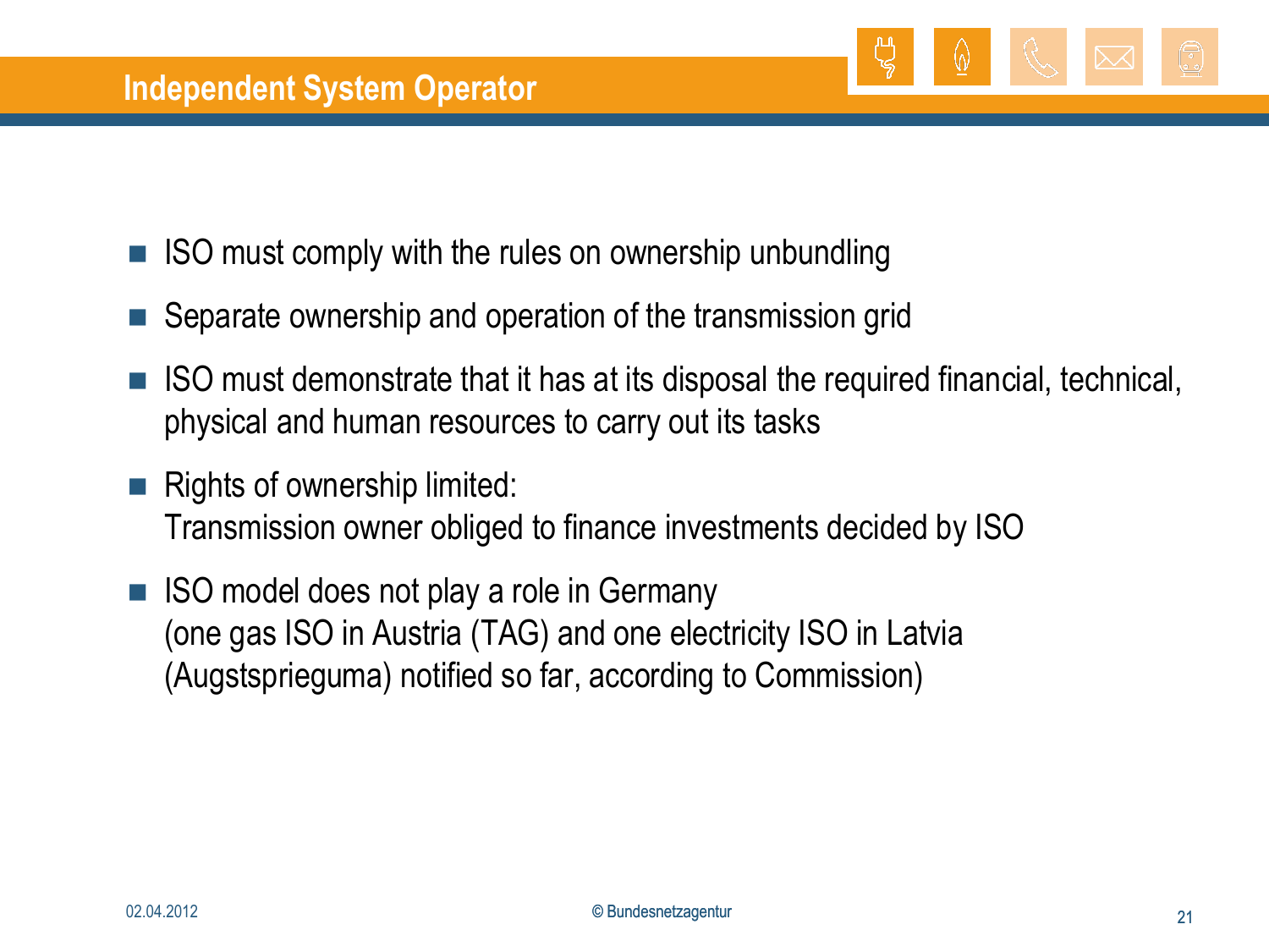## Independent System Operator

- ISO must comply with the rules on ownership unbundling
- Separate ownership and operation of the transmission grid
- ISO must demonstrate that it has at its disposal the required financial, technical, physical and human resources to carry out its tasks
- Rights of ownership limited:
  Transmission owner obliged to finance investments decided by ISO
- ISO model does not play a role in Germany
  (one gas ISO in Austria (TAG) and one electricity ISO in Latvia (Augstsprieguma) notified so far, according to Commission)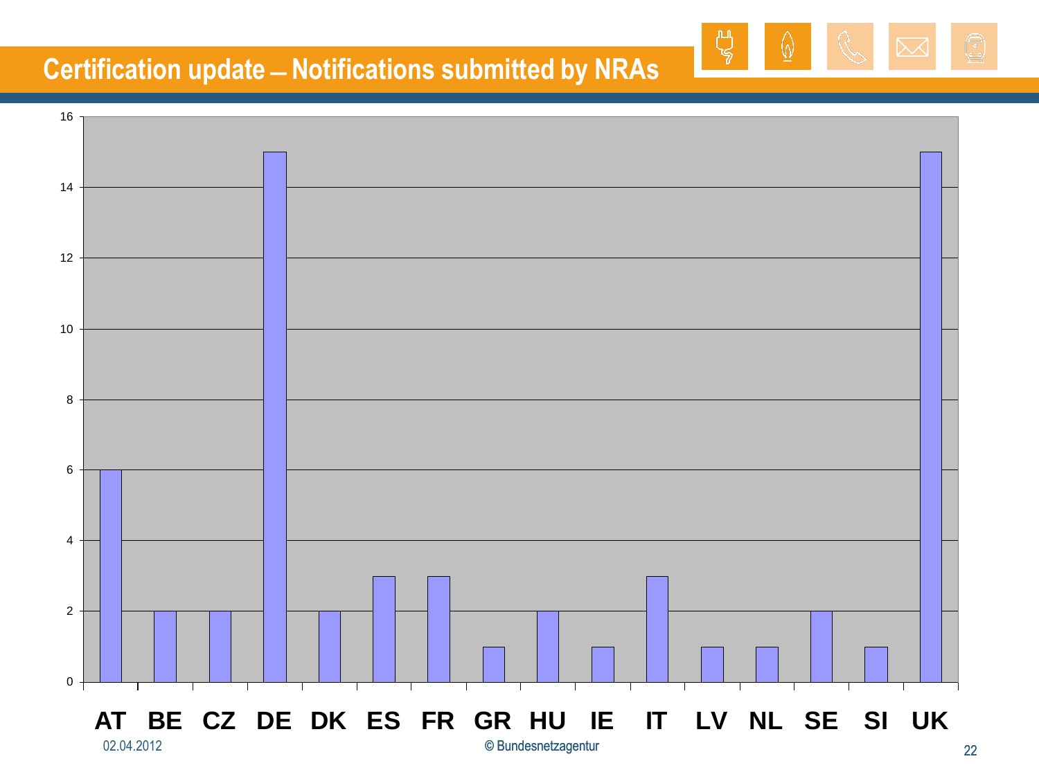# Certification update – Notifications submitted by NRAs

| Country | Notifications |
|---|---|
| AT | 6 |
| BE | 2 |
| CZ | 2 |
| DE | 15 |
| DK | 2 |
| ES | 3 |
| FR | 3 |
| GR | 1 |
| HU | 2 |
| IE | 1 |
| IT | 3 |
| LV | 1 |
| NL | 1 |
| SE | 2 |
| SI | 1 |
| UK | 15 |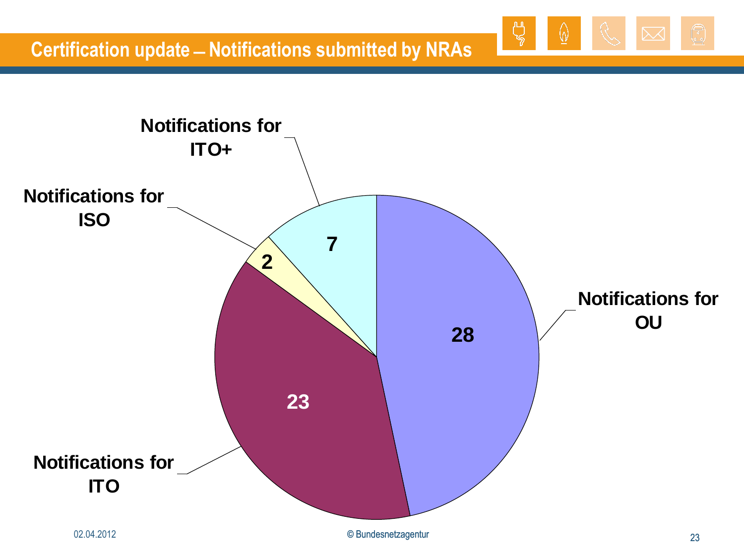# Certification update – Notifications submitted by NRAs

| Category | Number |
| --- | --- |
| Notifications for OU | 28 |
| Notifications for ITO | 23 |
| Notifications for ISO | 2 |
| Notifications for ITO+ | 7 |

02.04.2012

© Bundesnetzagentur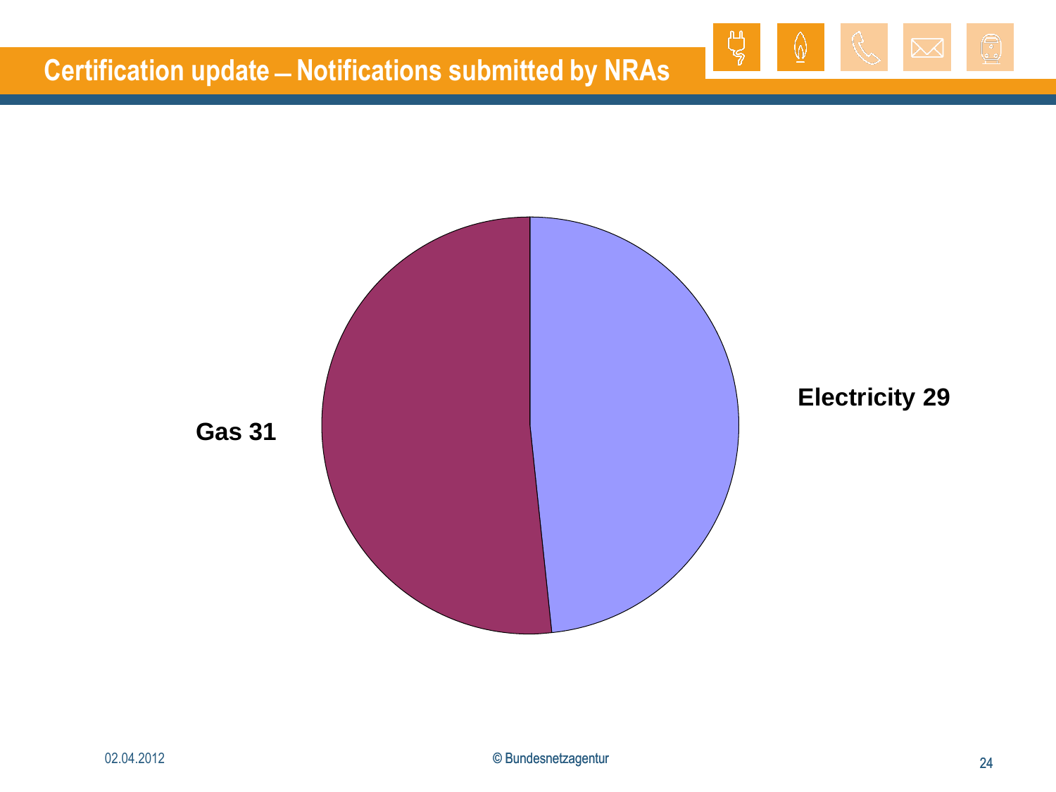# Certification update – Notifications submitted by NRAs

Gas 31

Electricity 29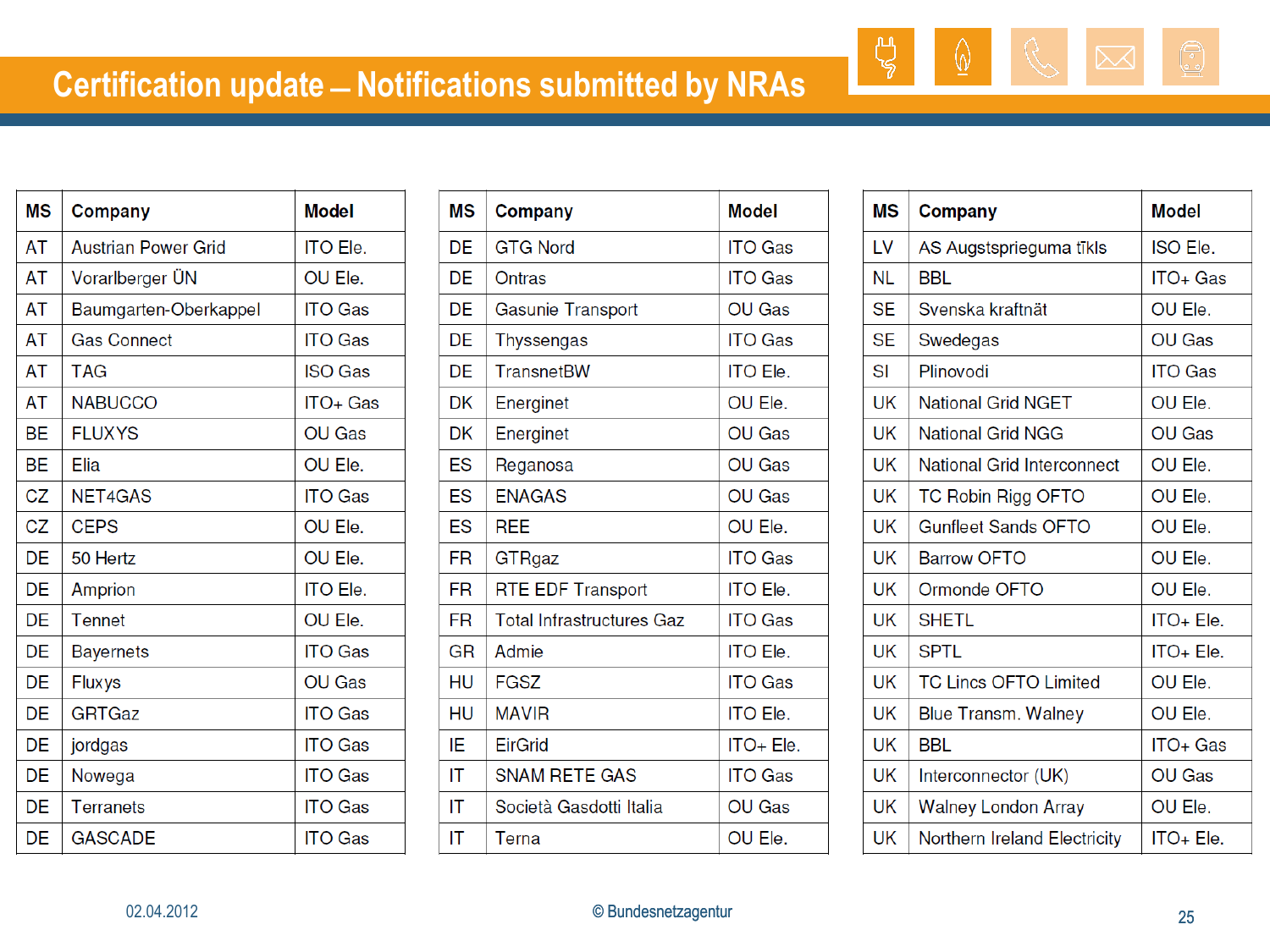# Certification update – Notifications submitted by NRAs

| MS | Company | Model |
|---|---|---|
| AT | Austrian Power Grid | ITO Ele. |
| AT | Vorarlberger ÜN | OU Ele. |
| AT | Baumgarten-Oberkappel | ITO Gas |
| AT | Gas Connect | ITO Gas |
| AT | TAG | ISO Gas |
| AT | NABUCCO | ITO+ Gas |
| BE | FLUXYS | OU Gas |
| BE | Elia | OU Ele. |
| CZ | NET4GAS | ITO Gas |
| CZ | CEPS | OU Ele. |
| DE | 50 Hertz | OU Ele. |
| DE | Amprion | ITO Ele. |
| DE | Tennet | OU Ele. |
| DE | Bayernets | ITO Gas |
| DE | Fluxys | OU Gas |
| DE | GRTGaz | ITO Gas |
| DE | jordgas | ITO Gas |
| DE | Nowega | ITO Gas |
| DE | Terranets | ITO Gas |
| DE | GASCADE | ITO Gas |

| MS | Company | Model |
|---|---|---|
| DE | GTG Nord | ITO Gas |
| DE | Ontras | ITO Gas |
| DE | Gasunie Transport | OU Gas |
| DE | Thyssengas | ITO Gas |
| DE | TransnetBW | ITO Ele. |
| DK | Energinet | OU Ele. |
| DK | Energinet | OU Gas |
| ES | Reganosa | OU Gas |
| ES | ENAGAS | OU Gas |
| ES | REE | OU Ele. |
| FR | GTRgaz | ITO Gas |
| FR | RTE EDF Transport | ITO Ele. |
| FR | Total Infrastructures Gaz | ITO Gas |
| GR | Admie | ITO Ele. |
| HU | FGSZ | ITO Gas |
| HU | MAVIR | ITO Ele. |
| IE | EirGrid | ITO+ Ele. |
| IT | SNAM RETE GAS | ITO Gas |
| IT | Società Gasdotti Italia | OU Gas |
| IT | Terna | OU Ele. |

| MS | Company | Model |
|---|---|---|
| LV | AS Augstsprieguma tīkls | ISO Ele. |
| NL | BBL | ITO+ Gas |
| SE | Svenska kraftnät | OU Ele. |
| SE | Swedegas | OU Gas |
| SI | Plinovodi | ITO Gas |
| UK | National Grid NGET | OU Ele. |
| UK | National Grid NGG | OU Gas |
| UK | National Grid Interconnect | OU Ele. |
| UK | TC Robin Rigg OFTO | OU Ele. |
| UK | Gunfleet Sands OFTO | OU Ele. |
| UK | Barrow OFTO | OU Ele. |
| UK | Ormonde OFTO | OU Ele. |
| UK | SHETL | ITO+ Ele. |
| UK | SPTL | ITO+ Ele. |
| UK | TC Lincs OFTO Limited | OU Ele. |
| UK | Blue Transm. Walney | OU Ele. |
| UK | BBL | ITO+ Gas |
| UK | Interconnector (UK) | OU Gas |
| UK | Walney London Array | OU Ele. |
| UK | Northern Ireland Electricity | ITO+ Ele. |

02.04.2012 © Bundesnetzagentur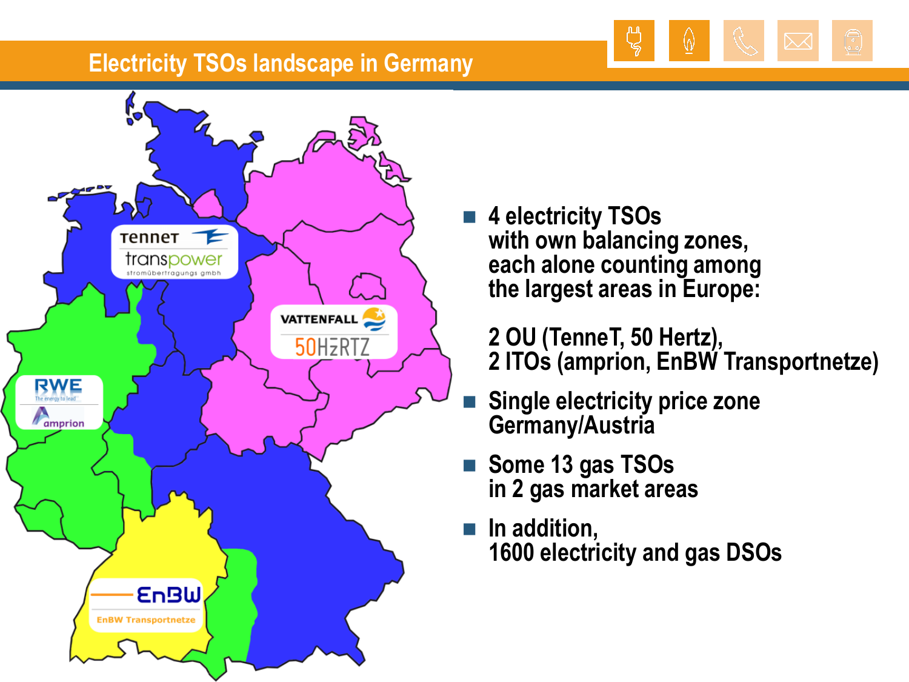# Electricity TSOs landscape in Germany

- 4 electricity TSOs with own balancing zones, each alone counting among the largest areas in Europe:

  2 OU (TenneT, 50 Hertz),
  2 ITOs (amprion, EnBW Transportnetze)

- Single electricity price zone Germany/Austria
- Some 13 gas TSOs in 2 gas market areas
- In addition, 1600 electricity and gas DSOs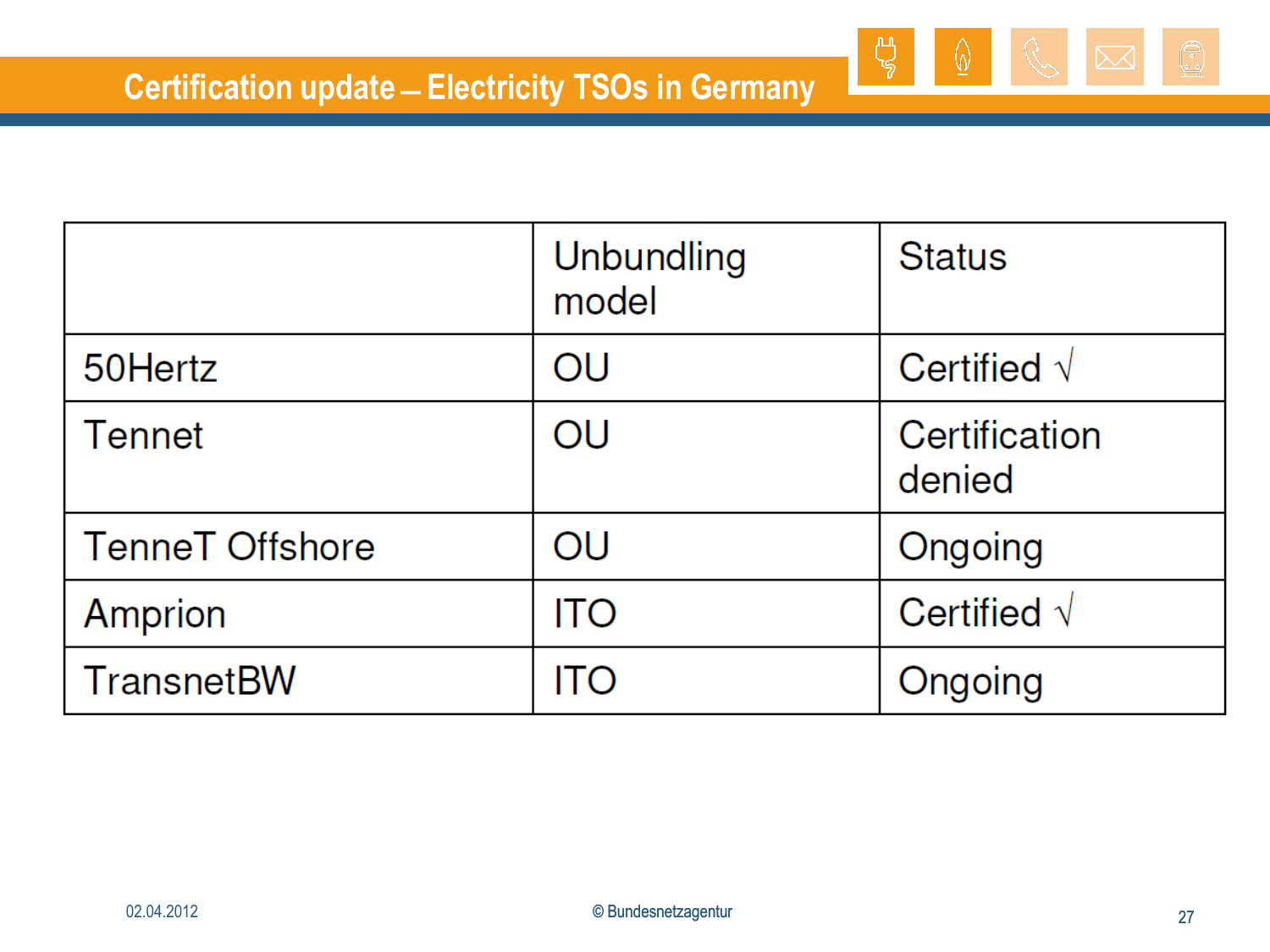# Certification update – Electricity TSOs in Germany

| | Unbundling model | Status |
|---|---|---|
| 50Hertz | OU | Certified √ |
| Tennet | OU | Certification denied |
| TenneT Offshore | OU | Ongoing |
| Amprion | ITO | Certified √ |
| TransnetBW | ITO | Ongoing |

02.04.2012

© Bundesnetzagentur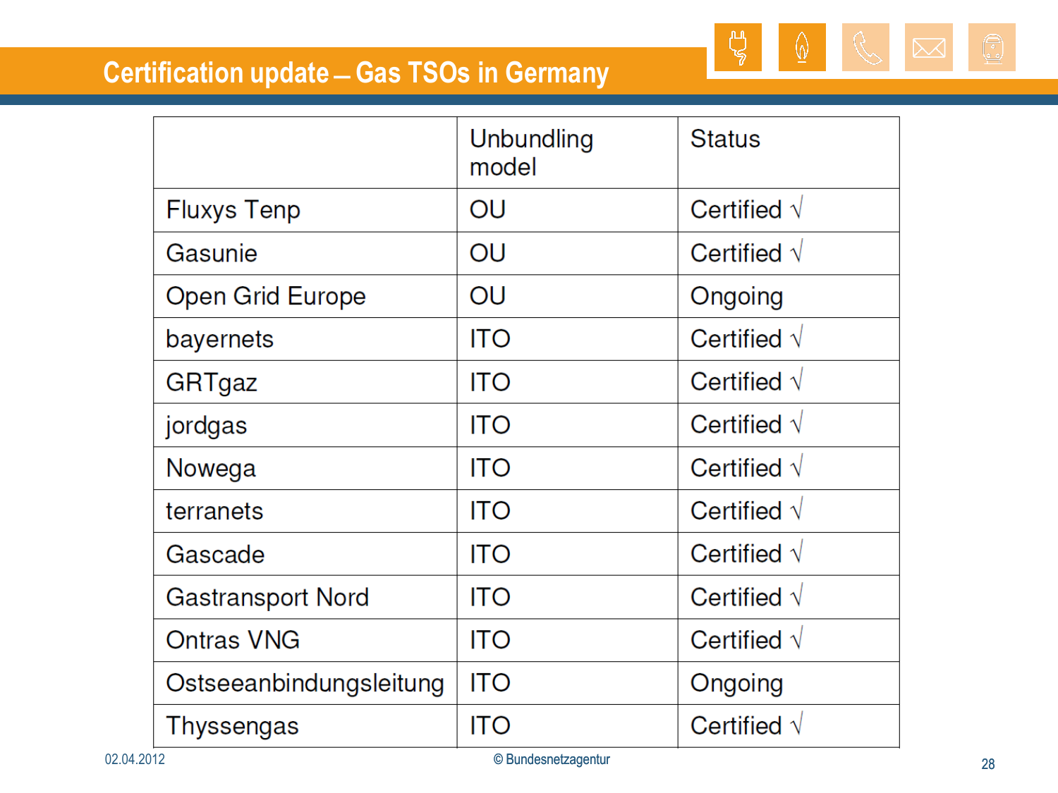# Certification update – Gas TSOs in Germany

| | Unbundling model | Status |
|---|---|---|
| Fluxys Tenp | OU | Certified √ |
| Gasunie | OU | Certified √ |
| Open Grid Europe | OU | Ongoing |
| bayernets | ITO | Certified √ |
| GRTgaz | ITO | Certified √ |
| jordgas | ITO | Certified √ |
| Nowega | ITO | Certified √ |
| terranets | ITO | Certified √ |
| Gascade | ITO | Certified √ |
| Gastransport Nord | ITO | Certified √ |
| Ontras VNG | ITO | Certified √ |
| Ostseeanbindungsleitung | ITO | Ongoing |
| Thyssengas | ITO | Certified √ |

02.04.2012

© Bundesnetzagentur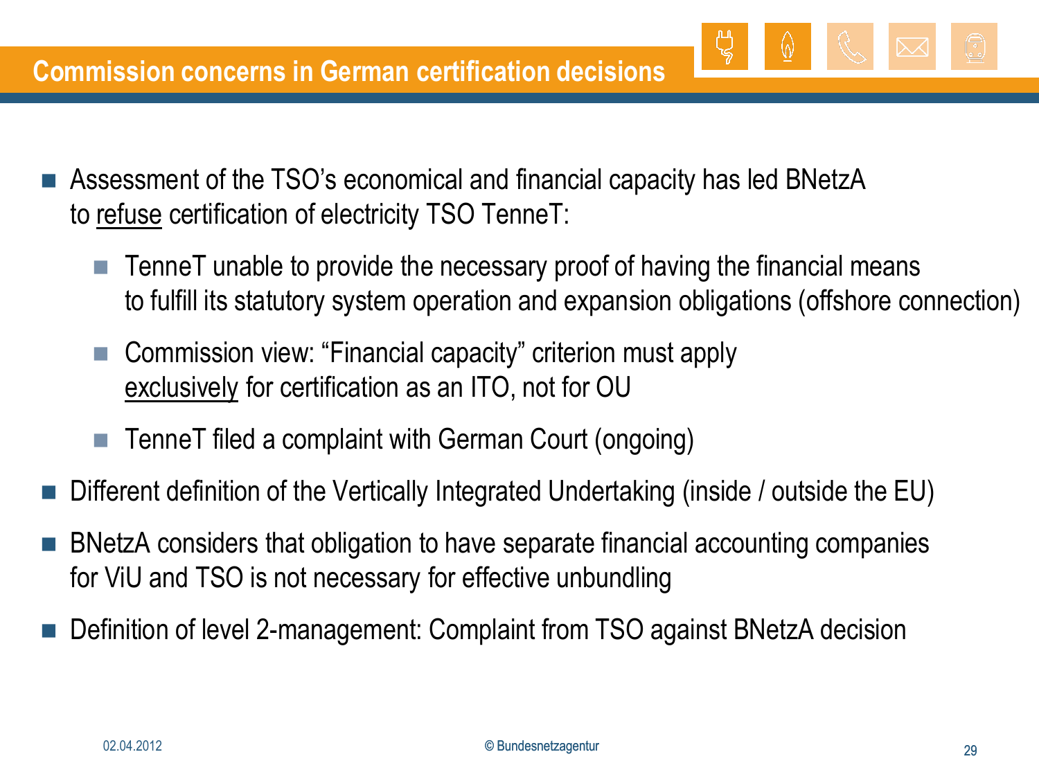# Commission concerns in German certification decisions

- Assessment of the TSO's economical and financial capacity has led BNetzA to <u>refuse</u> certification of electricity TSO TenneT:
  - TenneT unable to provide the necessary proof of having the financial means to fulfill its statutory system operation and expansion obligations (offshore connection)
  - Commission view: "Financial capacity" criterion must apply <u>exclusively</u> for certification as an ITO, not for OU
  - TenneT filed a complaint with German Court (ongoing)
- Different definition of the Vertically Integrated Undertaking (inside / outside the EU)
- BNetzA considers that obligation to have separate financial accounting companies for ViU and TSO is not necessary for effective unbundling
- Definition of level 2-management: Complaint from TSO against BNetzA decision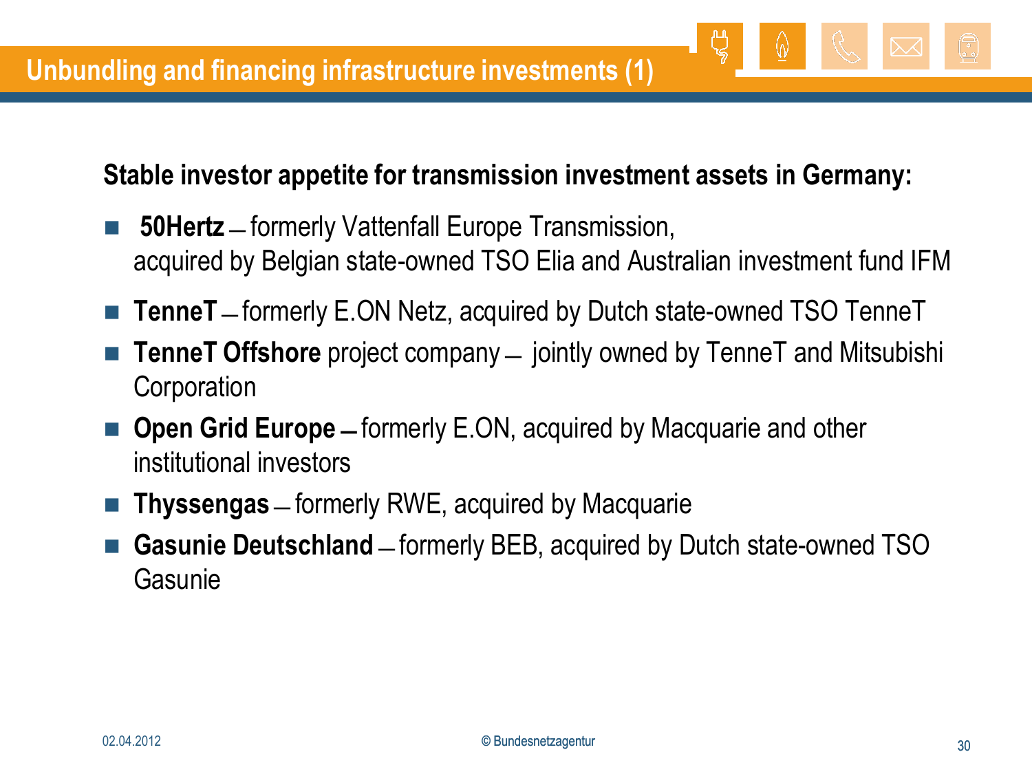# Unbundling and financing infrastructure investments (1)

**Stable investor appetite for transmission investment assets in Germany:**

- **50Hertz** – formerly Vattenfall Europe Transmission, acquired by Belgian state-owned TSO Elia and Australian investment fund IFM
- **TenneT** – formerly E.ON Netz, acquired by Dutch state-owned TSO TenneT
- **TenneT Offshore** project company – jointly owned by TenneT and Mitsubishi Corporation
- **Open Grid Europe** – formerly E.ON, acquired by Macquarie and other institutional investors
- **Thyssengas** – formerly RWE, acquired by Macquarie
- **Gasunie Deutschland** – formerly BEB, acquired by Dutch state-owned TSO Gasunie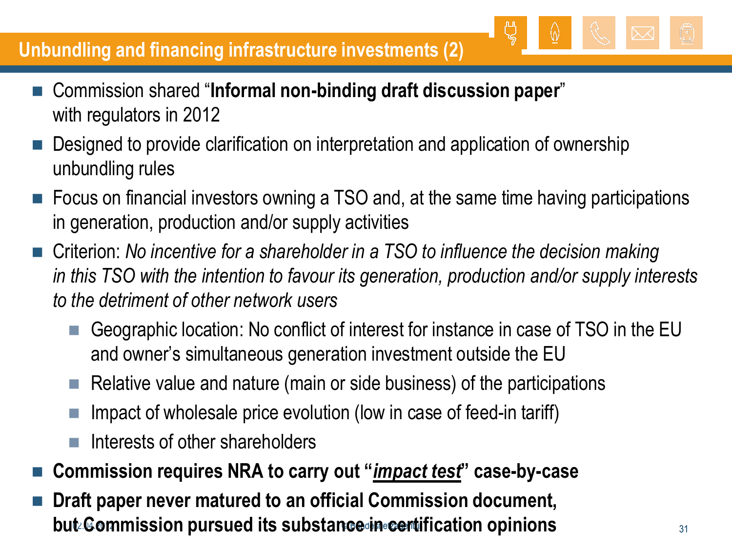## Unbundling and financing infrastructure investments (2)

- Commission shared "**Informal non-binding draft discussion paper**" with regulators in 2012
- Designed to provide clarification on interpretation and application of ownership unbundling rules
- Focus on financial investors owning a TSO and, at the same time having participations in generation, production and/or supply activities
- Criterion: *No incentive for a shareholder in a TSO to influence the decision making in this TSO with the intention to favour its generation, production and/or supply interests to the detriment of other network users*
  - Geographic location: No conflict of interest for instance in case of TSO in the EU and owner's simultaneous generation investment outside the EU
  - Relative value and nature (main or side business) of the participations
  - Impact of wholesale price evolution (low in case of feed-in tariff)
  - Interests of other shareholders
- **Commission requires NRA to carry out "*impact test*" case-by-case**
- **Draft paper never matured to an official Commission document, but Commission pursued its substance in certification opinions**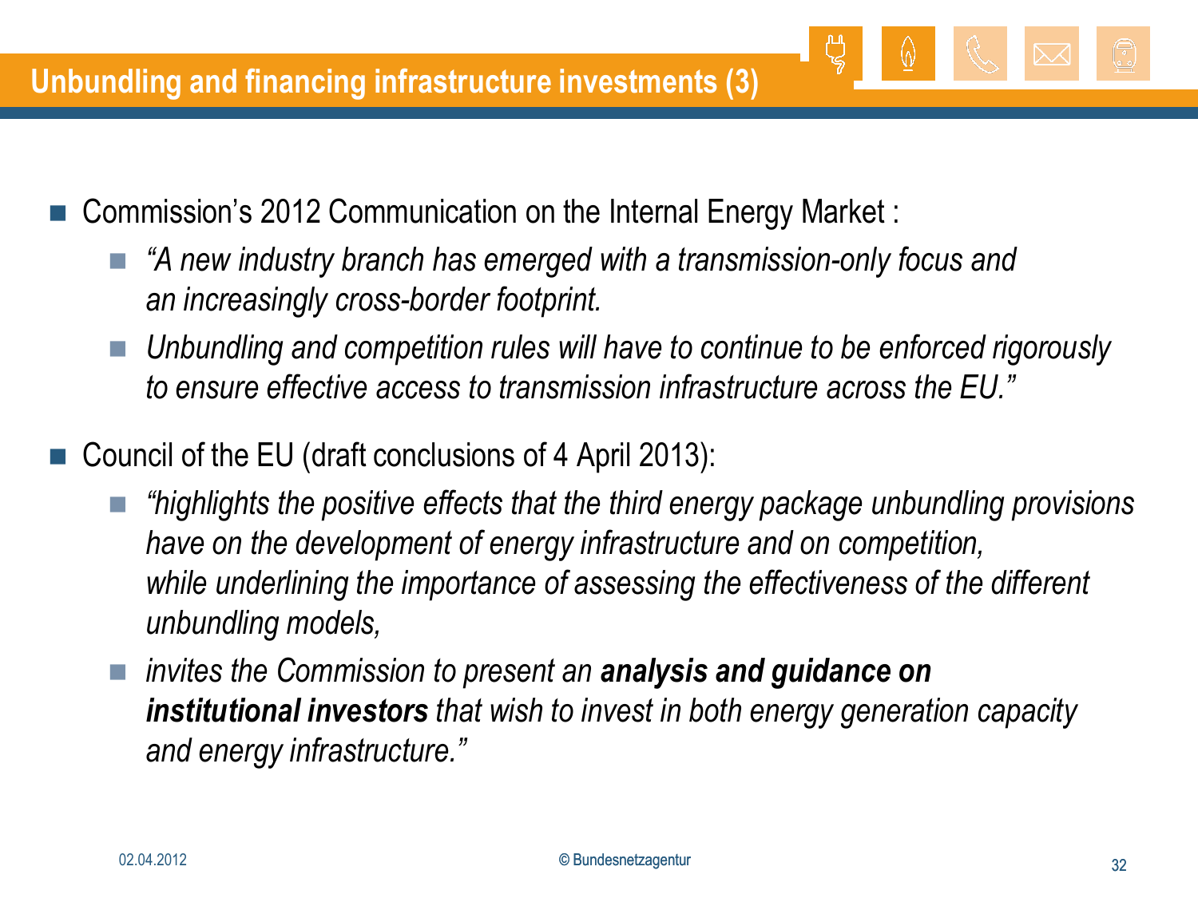# Unbundling and financing infrastructure investments (3)

- Commission's 2012 Communication on the Internal Energy Market :
  - *"A new industry branch has emerged with a transmission-only focus and an increasingly cross-border footprint.*
  - *Unbundling and competition rules will have to continue to be enforced rigorously to ensure effective access to transmission infrastructure across the EU."*
- Council of the EU (draft conclusions of 4 April 2013):
  - *"highlights the positive effects that the third energy package unbundling provisions have on the development of energy infrastructure and on competition, while underlining the importance of assessing the effectiveness of the different unbundling models,*
  - *invites the Commission to present an **analysis and guidance on institutional investors** that wish to invest in both energy generation capacity and energy infrastructure."*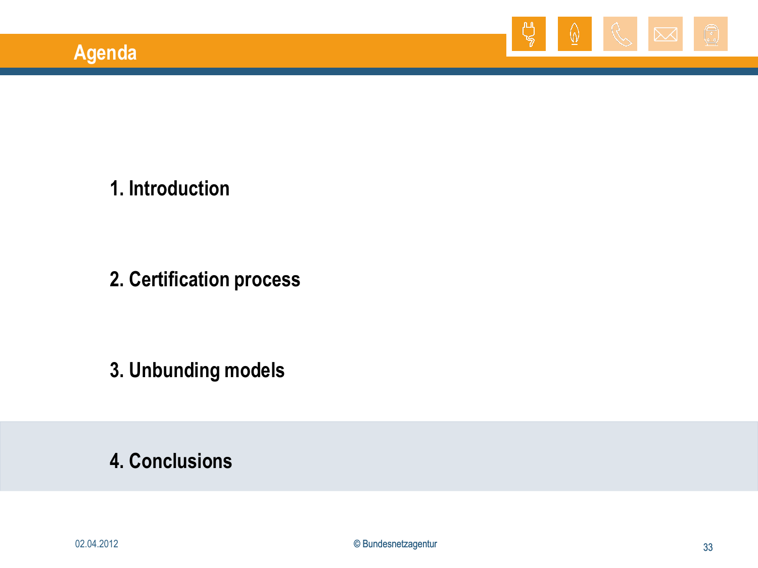# Agenda

1. Introduction

2. Certification process

3. Unbunding models

4. Conclusions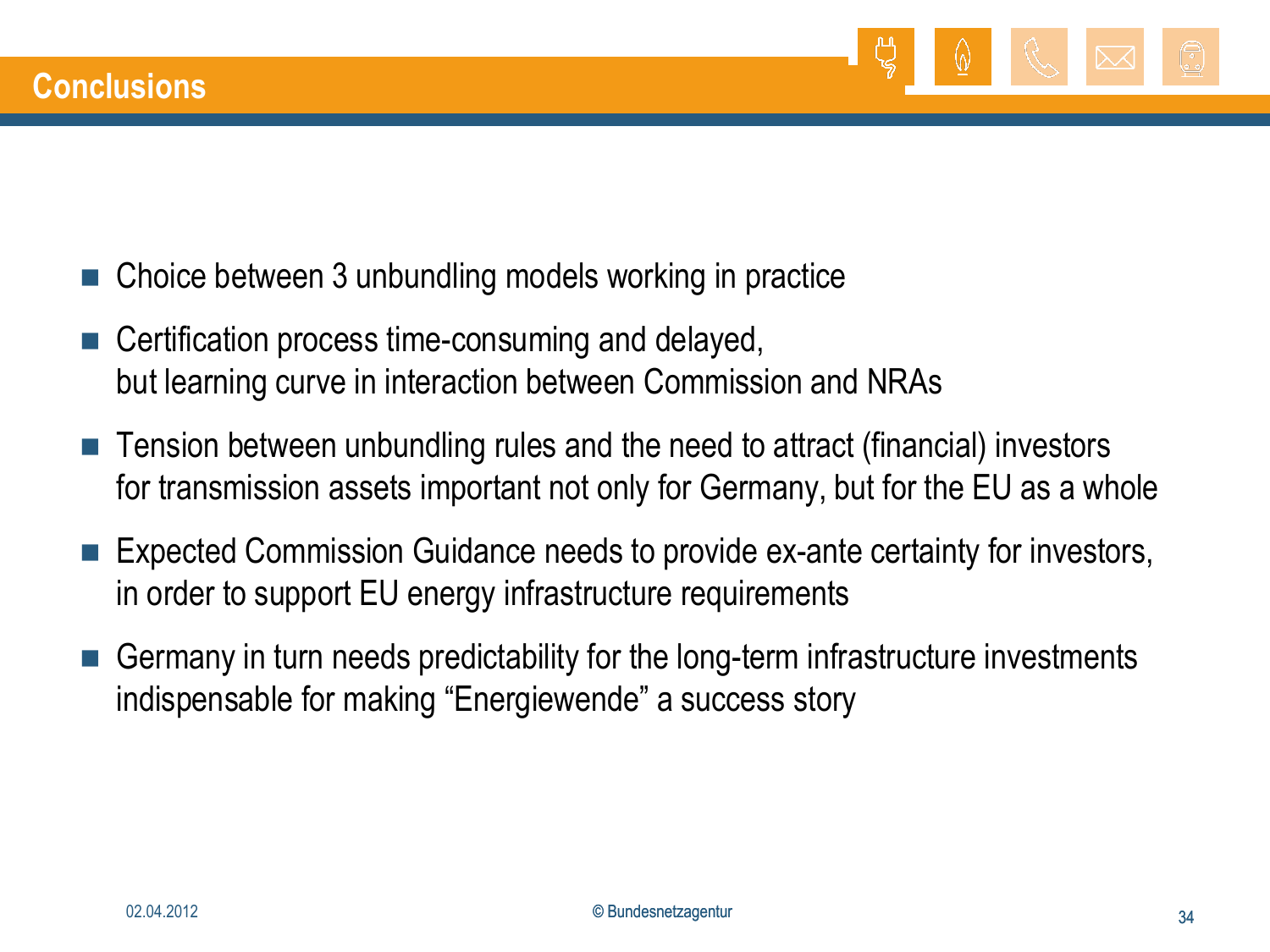# Conclusions

- Choice between 3 unbundling models working in practice
- Certification process time-consuming and delayed, but learning curve in interaction between Commission and NRAs
- Tension between unbundling rules and the need to attract (financial) investors for transmission assets important not only for Germany, but for the EU as a whole
- Expected Commission Guidance needs to provide ex-ante certainty for investors, in order to support EU energy infrastructure requirements
- Germany in turn needs predictability for the long-term infrastructure investments indispensable for making “Energiewende” a success story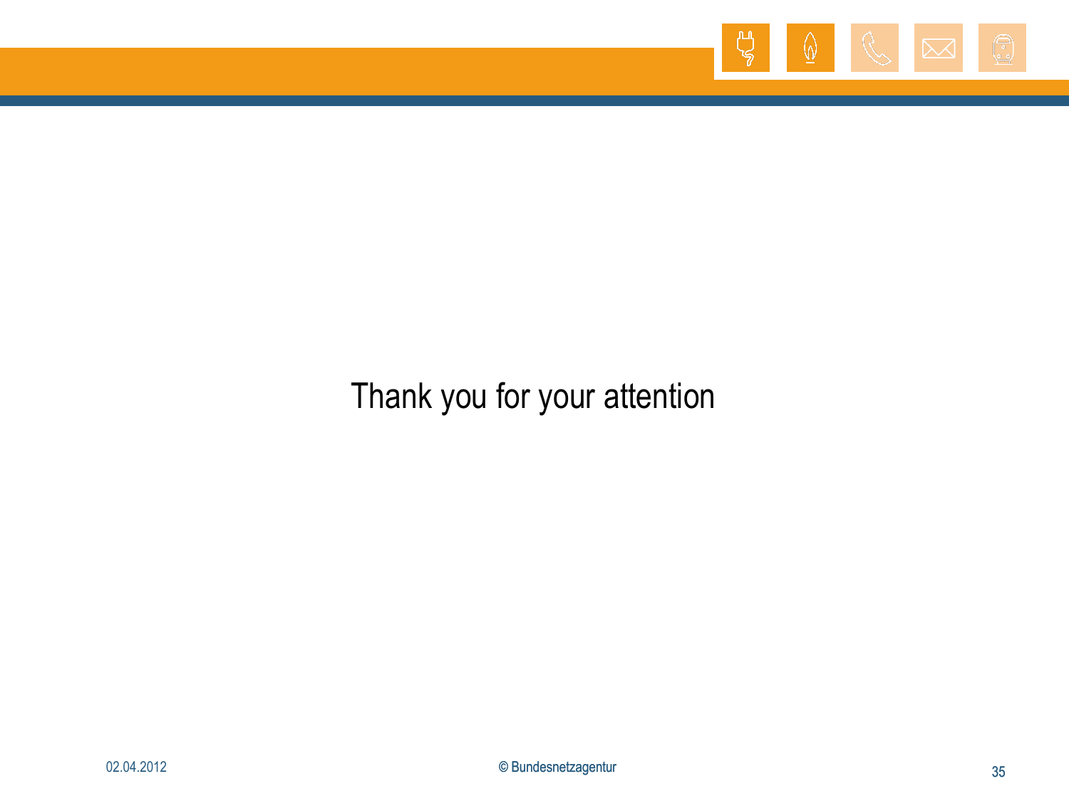Thank you for your attention